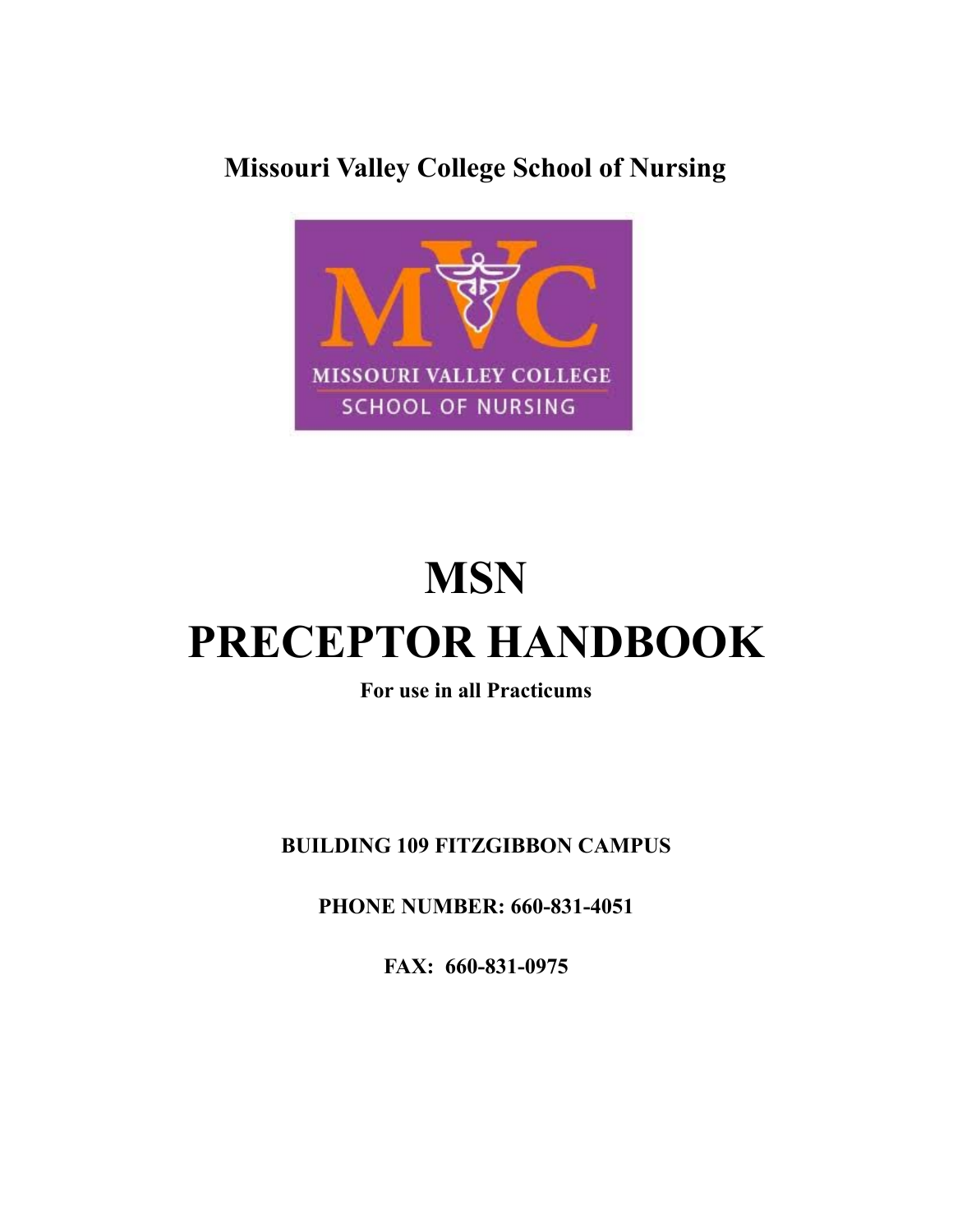# Missouri Valley College School of Nursing

# MSN
# PRECEPTOR HANDBOOK

**For use in all Practicums**

**BUILDING 109 FITZGIBBON CAMPUS**

**PHONE NUMBER: 660-831-4051**

**FAX: 660-831-0975**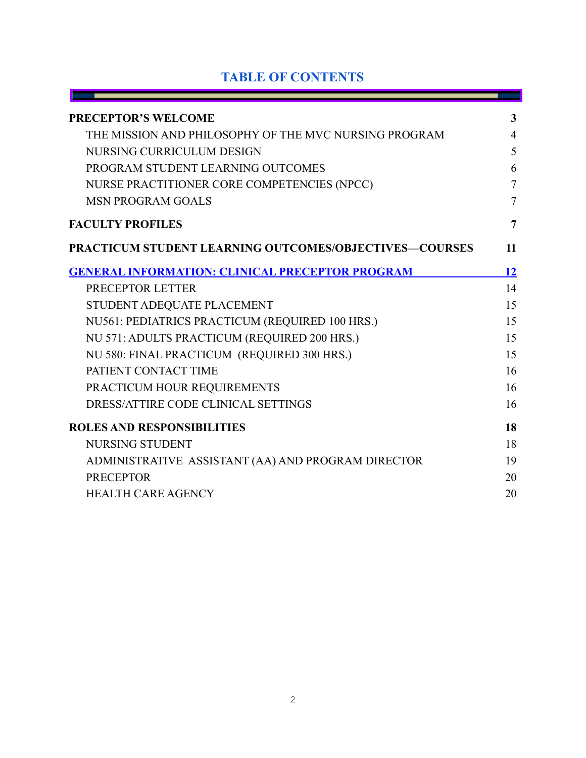# TABLE OF CONTENTS

| | |
|---|---|
| **PRECEPTOR'S WELCOME** | **3** |
| THE MISSION AND PHILOSOPHY OF THE MVC NURSING PROGRAM | 4 |
| NURSING CURRICULUM DESIGN | 5 |
| PROGRAM STUDENT LEARNING OUTCOMES | 6 |
| NURSE PRACTITIONER CORE COMPETENCIES (NPCC) | 7 |
| MSN PROGRAM GOALS | 7 |
| **FACULTY PROFILES** | **7** |
| **PRACTICUM STUDENT LEARNING OUTCOMES/OBJECTIVES—COURSES** | **11** |
| **GENERAL INFORMATION: CLINICAL PRECEPTOR PROGRAM** | **12** |
| PRECEPTOR LETTER | 14 |
| STUDENT ADEQUATE PLACEMENT | 15 |
| NU561: PEDIATRICS PRACTICUM (REQUIRED 100 HRS.) | 15 |
| NU 571: ADULTS PRACTICUM (REQUIRED 200 HRS.) | 15 |
| NU 580: FINAL PRACTICUM (REQUIRED 300 HRS.) | 15 |
| PATIENT CONTACT TIME | 16 |
| PRACTICUM HOUR REQUIREMENTS | 16 |
| DRESS/ATTIRE CODE CLINICAL SETTINGS | 16 |
| **ROLES AND RESPONSIBILITIES** | **18** |
| NURSING STUDENT | 18 |
| ADMINISTRATIVE ASSISTANT (AA) AND PROGRAM DIRECTOR | 19 |
| PRECEPTOR | 20 |
| HEALTH CARE AGENCY | 20 |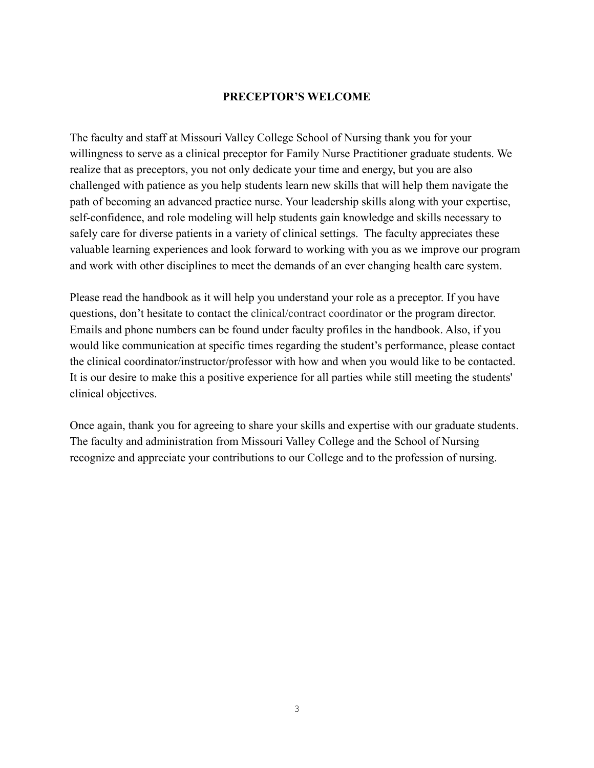## PRECEPTOR'S WELCOME

The faculty and staff at Missouri Valley College School of Nursing thank you for your willingness to serve as a clinical preceptor for Family Nurse Practitioner graduate students. We realize that as preceptors, you not only dedicate your time and energy, but you are also challenged with patience as you help students learn new skills that will help them navigate the path of becoming an advanced practice nurse. Your leadership skills along with your expertise, self-confidence, and role modeling will help students gain knowledge and skills necessary to safely care for diverse patients in a variety of clinical settings. The faculty appreciates these valuable learning experiences and look forward to working with you as we improve our program and work with other disciplines to meet the demands of an ever changing health care system.

Please read the handbook as it will help you understand your role as a preceptor. If you have questions, don't hesitate to contact the clinical/contract coordinator or the program director. Emails and phone numbers can be found under faculty profiles in the handbook. Also, if you would like communication at specific times regarding the student's performance, please contact the clinical coordinator/instructor/professor with how and when you would like to be contacted. It is our desire to make this a positive experience for all parties while still meeting the students' clinical objectives.

Once again, thank you for agreeing to share your skills and expertise with our graduate students. The faculty and administration from Missouri Valley College and the School of Nursing recognize and appreciate your contributions to our College and to the profession of nursing.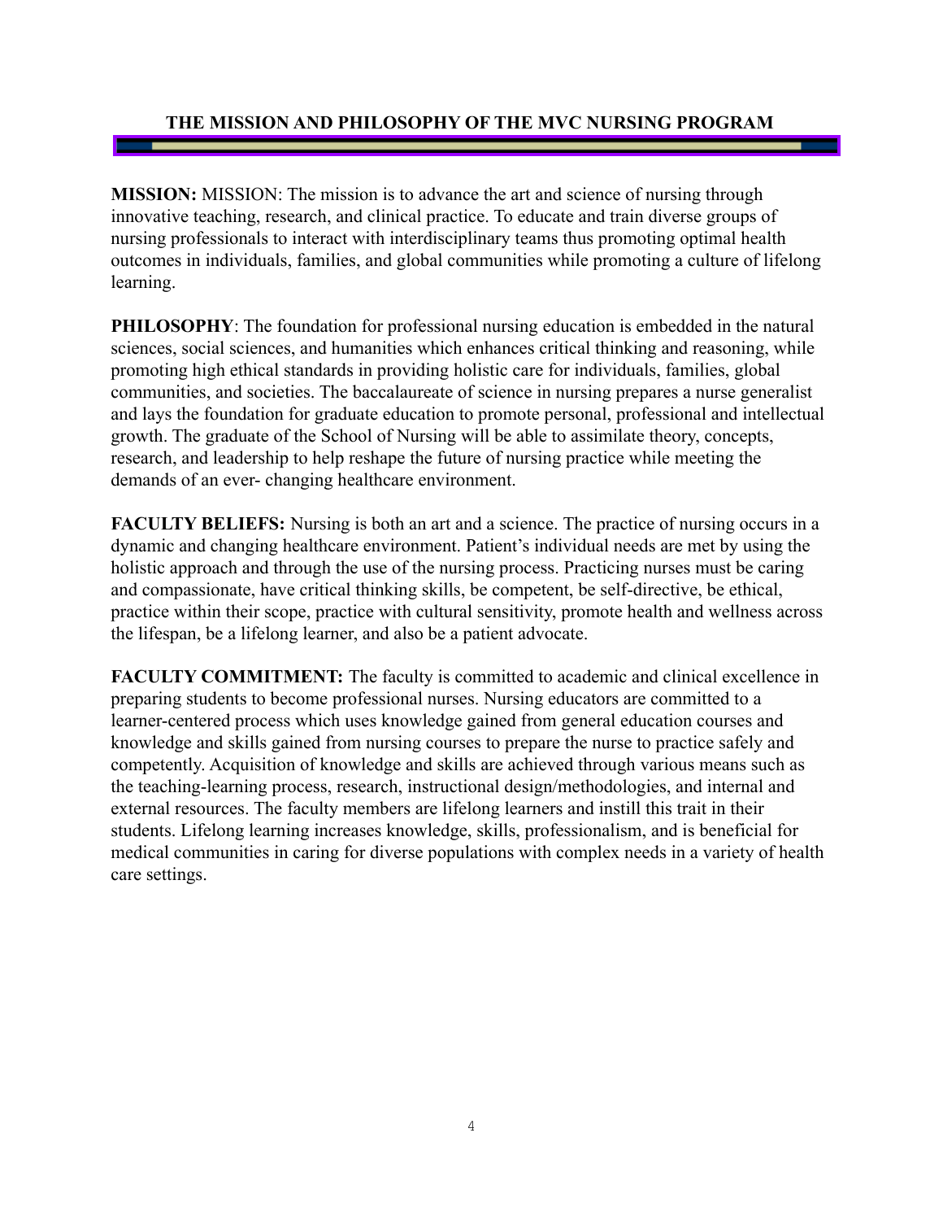## THE MISSION AND PHILOSOPHY OF THE MVC NURSING PROGRAM

**MISSION:** MISSION: The mission is to advance the art and science of nursing through innovative teaching, research, and clinical practice. To educate and train diverse groups of nursing professionals to interact with interdisciplinary teams thus promoting optimal health outcomes in individuals, families, and global communities while promoting a culture of lifelong learning.

**PHILOSOPHY**: The foundation for professional nursing education is embedded in the natural sciences, social sciences, and humanities which enhances critical thinking and reasoning, while promoting high ethical standards in providing holistic care for individuals, families, global communities, and societies. The baccalaureate of science in nursing prepares a nurse generalist and lays the foundation for graduate education to promote personal, professional and intellectual growth. The graduate of the School of Nursing will be able to assimilate theory, concepts, research, and leadership to help reshape the future of nursing practice while meeting the demands of an ever- changing healthcare environment.

**FACULTY BELIEFS:** Nursing is both an art and a science. The practice of nursing occurs in a dynamic and changing healthcare environment. Patient's individual needs are met by using the holistic approach and through the use of the nursing process. Practicing nurses must be caring and compassionate, have critical thinking skills, be competent, be self-directive, be ethical, practice within their scope, practice with cultural sensitivity, promote health and wellness across the lifespan, be a lifelong learner, and also be a patient advocate.

**FACULTY COMMITMENT:** The faculty is committed to academic and clinical excellence in preparing students to become professional nurses. Nursing educators are committed to a learner-centered process which uses knowledge gained from general education courses and knowledge and skills gained from nursing courses to prepare the nurse to practice safely and competently. Acquisition of knowledge and skills are achieved through various means such as the teaching-learning process, research, instructional design/methodologies, and internal and external resources. The faculty members are lifelong learners and instill this trait in their students. Lifelong learning increases knowledge, skills, professionalism, and is beneficial for medical communities in caring for diverse populations with complex needs in a variety of health care settings.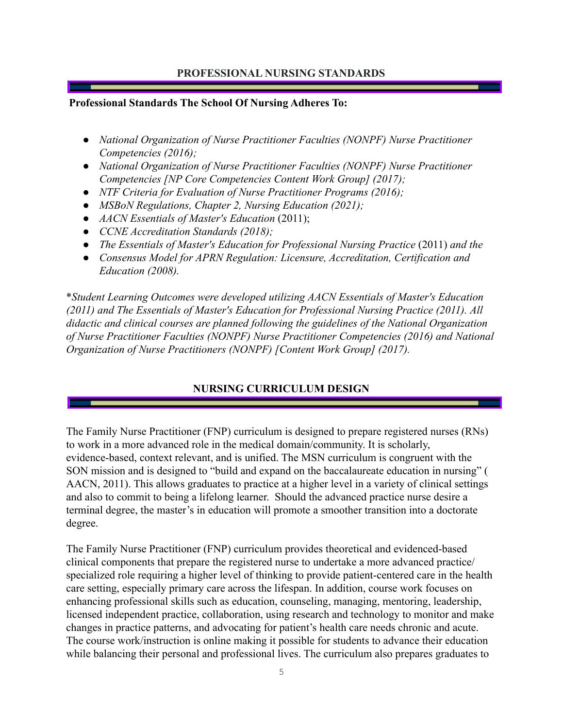## PROFESSIONAL NURSING STANDARDS

**Professional Standards The School Of Nursing Adheres To:**

- *National Organization of Nurse Practitioner Faculties (NONPF) Nurse Practitioner Competencies (2016);*
- *National Organization of Nurse Practitioner Faculties (NONPF) Nurse Practitioner Competencies [NP Core Competencies Content Work Group] (2017);*
- *NTF Criteria for Evaluation of Nurse Practitioner Programs (2016);*
- *MSBoN Regulations, Chapter 2, Nursing Education (2021);*
- *AACN Essentials of Master's Education* (2011);
- *CCNE Accreditation Standards (2018);*
- *The Essentials of Master's Education for Professional Nursing Practice* (2011) *and the*
- *Consensus Model for APRN Regulation: Licensure, Accreditation, Certification and Education (2008).*

\**Student Learning Outcomes were developed utilizing AACN Essentials of Master's Education (2011) and The Essentials of Master's Education for Professional Nursing Practice (2011). All didactic and clinical courses are planned following the guidelines of the National Organization of Nurse Practitioner Faculties (NONPF) Nurse Practitioner Competencies (2016) and National Organization of Nurse Practitioners (NONPF) [Content Work Group] (2017).*

## NURSING CURRICULUM DESIGN

The Family Nurse Practitioner (FNP) curriculum is designed to prepare registered nurses (RNs) to work in a more advanced role in the medical domain/community. It is scholarly, evidence-based, context relevant, and is unified. The MSN curriculum is congruent with the SON mission and is designed to "build and expand on the baccalaureate education in nursing" ( AACN, 2011). This allows graduates to practice at a higher level in a variety of clinical settings and also to commit to being a lifelong learner. Should the advanced practice nurse desire a terminal degree, the master's in education will promote a smoother transition into a doctorate degree.

The Family Nurse Practitioner (FNP) curriculum provides theoretical and evidenced-based clinical components that prepare the registered nurse to undertake a more advanced practice/ specialized role requiring a higher level of thinking to provide patient-centered care in the health care setting, especially primary care across the lifespan. In addition, course work focuses on enhancing professional skills such as education, counseling, managing, mentoring, leadership, licensed independent practice, collaboration, using research and technology to monitor and make changes in practice patterns, and advocating for patient's health care needs chronic and acute. The course work/instruction is online making it possible for students to advance their education while balancing their personal and professional lives. The curriculum also prepares graduates to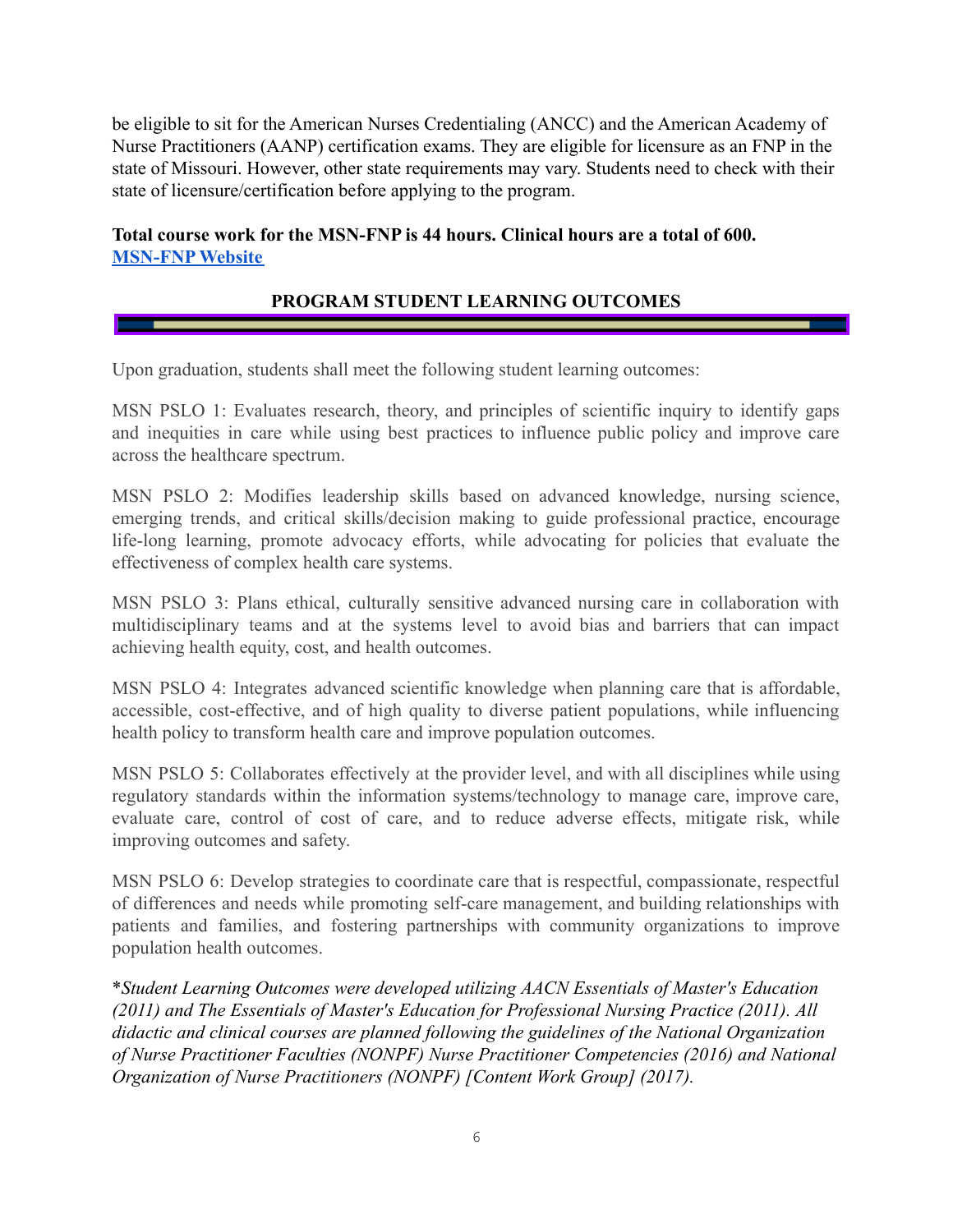be eligible to sit for the American Nurses Credentialing (ANCC) and the American Academy of Nurse Practitioners (AANP) certification exams. They are eligible for licensure as an FNP in the state of Missouri. However, other state requirements may vary. Students need to check with their state of licensure/certification before applying to the program.

**Total course work for the MSN-FNP is 44 hours. Clinical hours are a total of 600.**
**[MSN-FNP Website](#)**

## PROGRAM STUDENT LEARNING OUTCOMES

Upon graduation, students shall meet the following student learning outcomes:

MSN PSLO 1: Evaluates research, theory, and principles of scientific inquiry to identify gaps and inequities in care while using best practices to influence public policy and improve care across the healthcare spectrum.

MSN PSLO 2: Modifies leadership skills based on advanced knowledge, nursing science, emerging trends, and critical skills/decision making to guide professional practice, encourage life-long learning, promote advocacy efforts, while advocating for policies that evaluate the effectiveness of complex health care systems.

MSN PSLO 3: Plans ethical, culturally sensitive advanced nursing care in collaboration with multidisciplinary teams and at the systems level to avoid bias and barriers that can impact achieving health equity, cost, and health outcomes.

MSN PSLO 4: Integrates advanced scientific knowledge when planning care that is affordable, accessible, cost-effective, and of high quality to diverse patient populations, while influencing health policy to transform health care and improve population outcomes.

MSN PSLO 5: Collaborates effectively at the provider level, and with all disciplines while using regulatory standards within the information systems/technology to manage care, improve care, evaluate care, control of cost of care, and to reduce adverse effects, mitigate risk, while improving outcomes and safety.

MSN PSLO 6: Develop strategies to coordinate care that is respectful, compassionate, respectful of differences and needs while promoting self-care management, and building relationships with patients and families, and fostering partnerships with community organizations to improve population health outcomes.

\**Student Learning Outcomes were developed utilizing AACN Essentials of Master's Education (2011) and The Essentials of Master's Education for Professional Nursing Practice (2011). All didactic and clinical courses are planned following the guidelines of the National Organization of Nurse Practitioner Faculties (NONPF) Nurse Practitioner Competencies (2016) and National Organization of Nurse Practitioners (NONPF) [Content Work Group] (2017).*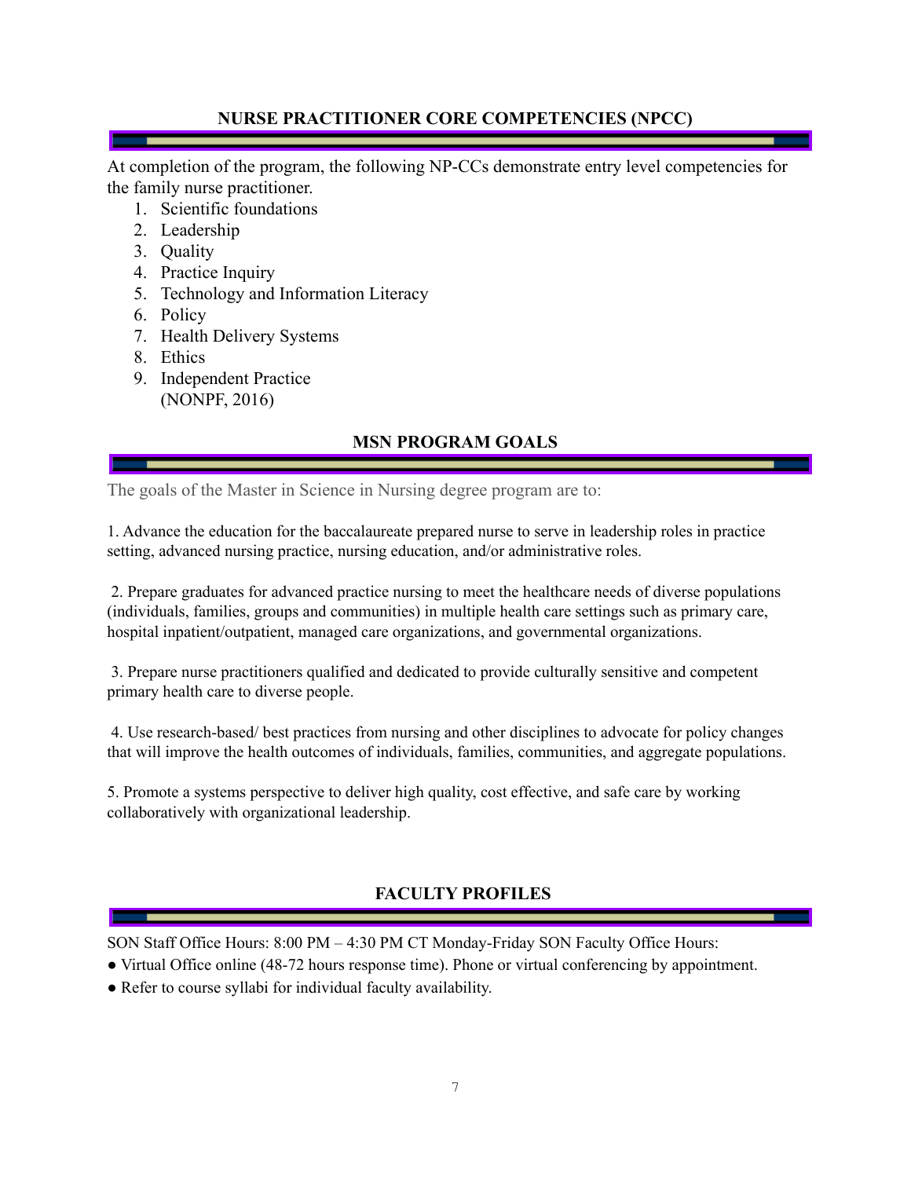## NURSE PRACTITIONER CORE COMPETENCIES (NPCC)

At completion of the program, the following NP-CCs demonstrate entry level competencies for the family nurse practitioner.

1. Scientific foundations
2. Leadership
3. Quality
4. Practice Inquiry
5. Technology and Information Literacy
6. Policy
7. Health Delivery Systems
8. Ethics
9. Independent Practice
   (NONPF, 2016)

## MSN PROGRAM GOALS

The goals of the Master in Science in Nursing degree program are to:

1. Advance the education for the baccalaureate prepared nurse to serve in leadership roles in practice setting, advanced nursing practice, nursing education, and/or administrative roles.

2. Prepare graduates for advanced practice nursing to meet the healthcare needs of diverse populations (individuals, families, groups and communities) in multiple health care settings such as primary care, hospital inpatient/outpatient, managed care organizations, and governmental organizations.

3. Prepare nurse practitioners qualified and dedicated to provide culturally sensitive and competent primary health care to diverse people.

4. Use research-based/ best practices from nursing and other disciplines to advocate for policy changes that will improve the health outcomes of individuals, families, communities, and aggregate populations.

5. Promote a systems perspective to deliver high quality, cost effective, and safe care by working collaboratively with organizational leadership.

## FACULTY PROFILES

SON Staff Office Hours: 8:00 PM – 4:30 PM CT Monday-Friday SON Faculty Office Hours:

- Virtual Office online (48-72 hours response time). Phone or virtual conferencing by appointment.
- Refer to course syllabi for individual faculty availability.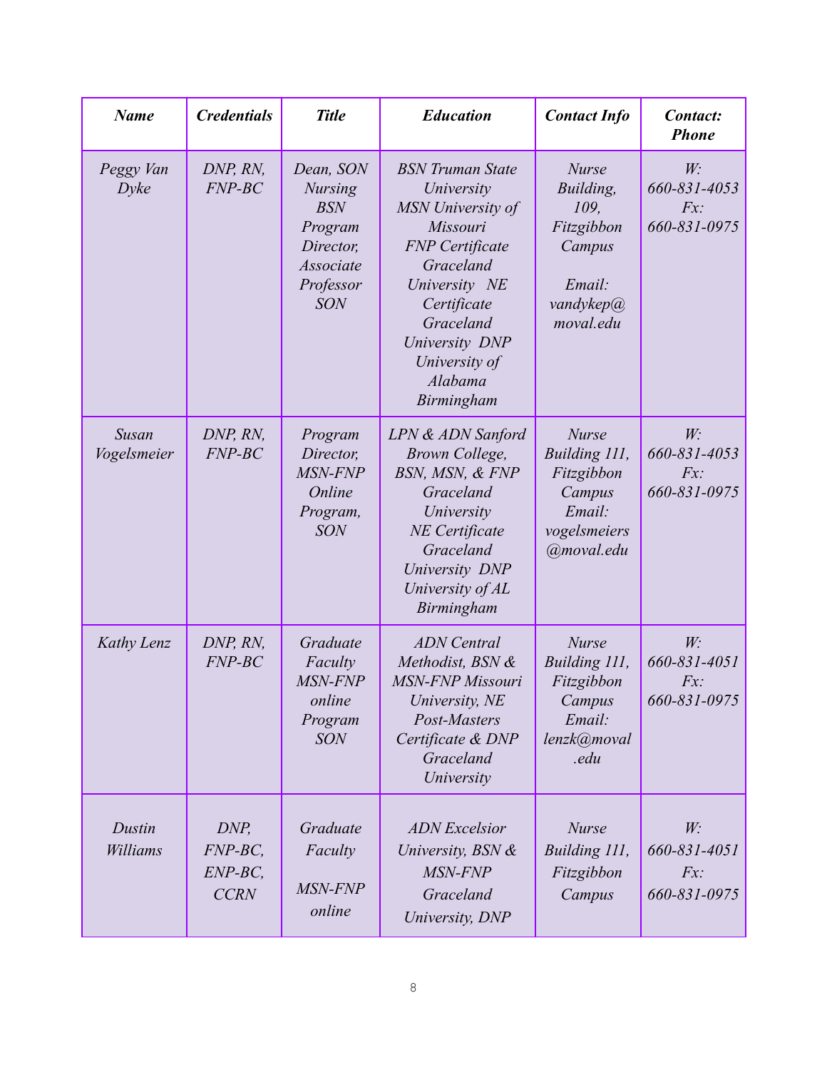| *Name* | *Credentials* | *Title* | *Education* | *Contact Info* | *Contact: Phone* |
|---|---|---|---|---|---|
| *Peggy Van Dyke* | *DNP, RN, FNP-BC* | *Dean, SON Nursing BSN Program Director, Associate Professor SON* | *BSN Truman State University MSN University of Missouri FNP Certificate Graceland University NE Certificate Graceland University DNP University of Alabama Birmingham* | *Nurse Building, 109, Fitzgibbon Campus Email: vandykep@moval.edu* | *W: 660-831-4053 Fx: 660-831-0975* |
| *Susan Vogelsmeier* | *DNP, RN, FNP-BC* | *Program Director, MSN-FNP Online Program, SON* | *LPN & ADN Sanford Brown College, BSN, MSN, & FNP Graceland University NE Certificate Graceland University DNP University of AL Birmingham* | *Nurse Building 111, Fitzgibbon Campus Email: vogelsmeiers@moval.edu* | *W: 660-831-4053 Fx: 660-831-0975* |
| *Kathy Lenz* | *DNP, RN, FNP-BC* | *Graduate Faculty MSN-FNP online Program SON* | *ADN Central Methodist, BSN & MSN-FNP Missouri University, NE Post-Masters Certificate & DNP Graceland University* | *Nurse Building 111, Fitzgibbon Campus Email: lenzk@moval.edu* | *W: 660-831-4051 Fx: 660-831-0975* |
| *Dustin Williams* | *DNP, FNP-BC, ENP-BC, CCRN* | *Graduate Faculty MSN-FNP online* | *ADN Excelsior University, BSN & MSN-FNP Graceland University, DNP* | *Nurse Building 111, Fitzgibbon Campus* | *W: 660-831-4051 Fx: 660-831-0975* |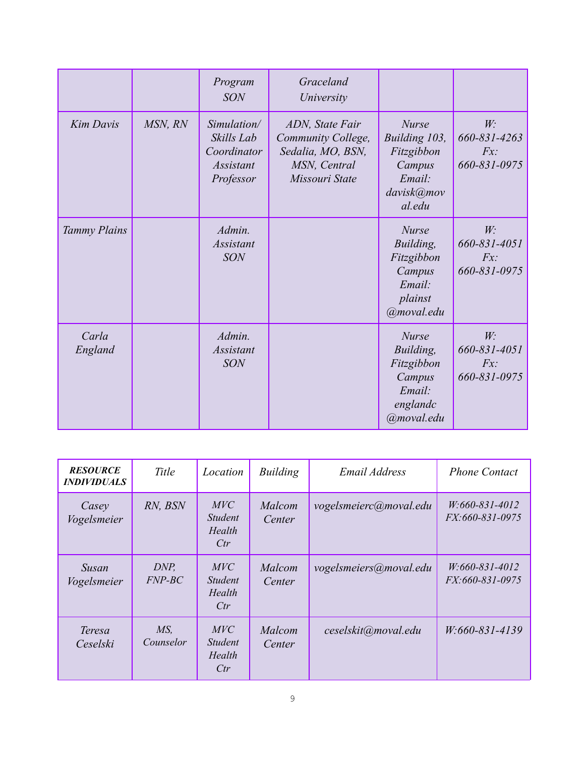| | | Program SON | Graceland University | | |
|---|---|---|---|---|---|
| *Kim Davis* | *MSN, RN* | *Simulation/ Skills Lab Coordinator Assistant Professor* | *ADN, State Fair Community College, Sedalia, MO, BSN, MSN, Central Missouri State* | *Nurse Building 103, Fitzgibbon Campus Email: davisk@moval.edu* | *W: 660-831-4263 Fx: 660-831-0975* |
| *Tammy Plains* | | *Admin. Assistant SON* | | *Nurse Building, Fitzgibbon Campus Email: plainst@moval.edu* | *W: 660-831-4051 Fx: 660-831-0975* |
| *Carla England* | | *Admin. Assistant SON* | | *Nurse Building, Fitzgibbon Campus Email: englandc@moval.edu* | *W: 660-831-4051 Fx: 660-831-0975* |

| ***RESOURCE INDIVIDUALS*** | *Title* | *Location* | *Building* | *Email Address* | *Phone Contact* |
|---|---|---|---|---|---|
| *Casey Vogelsmeier* | *RN, BSN* | *MVC Student Health Ctr* | *Malcom Center* | *vogelsmeierc@moval.edu* | *W:660-831-4012 FX:660-831-0975* |
| *Susan Vogelsmeier* | *DNP, FNP-BC* | *MVC Student Health Ctr* | *Malcom Center* | *vogelsmeiers@moval.edu* | *W:660-831-4012 FX:660-831-0975* |
| *Teresa Ceselski* | *MS, Counselor* | *MVC Student Health Ctr* | *Malcom Center* | *ceselskit@moval.edu* | *W:660-831-4139* |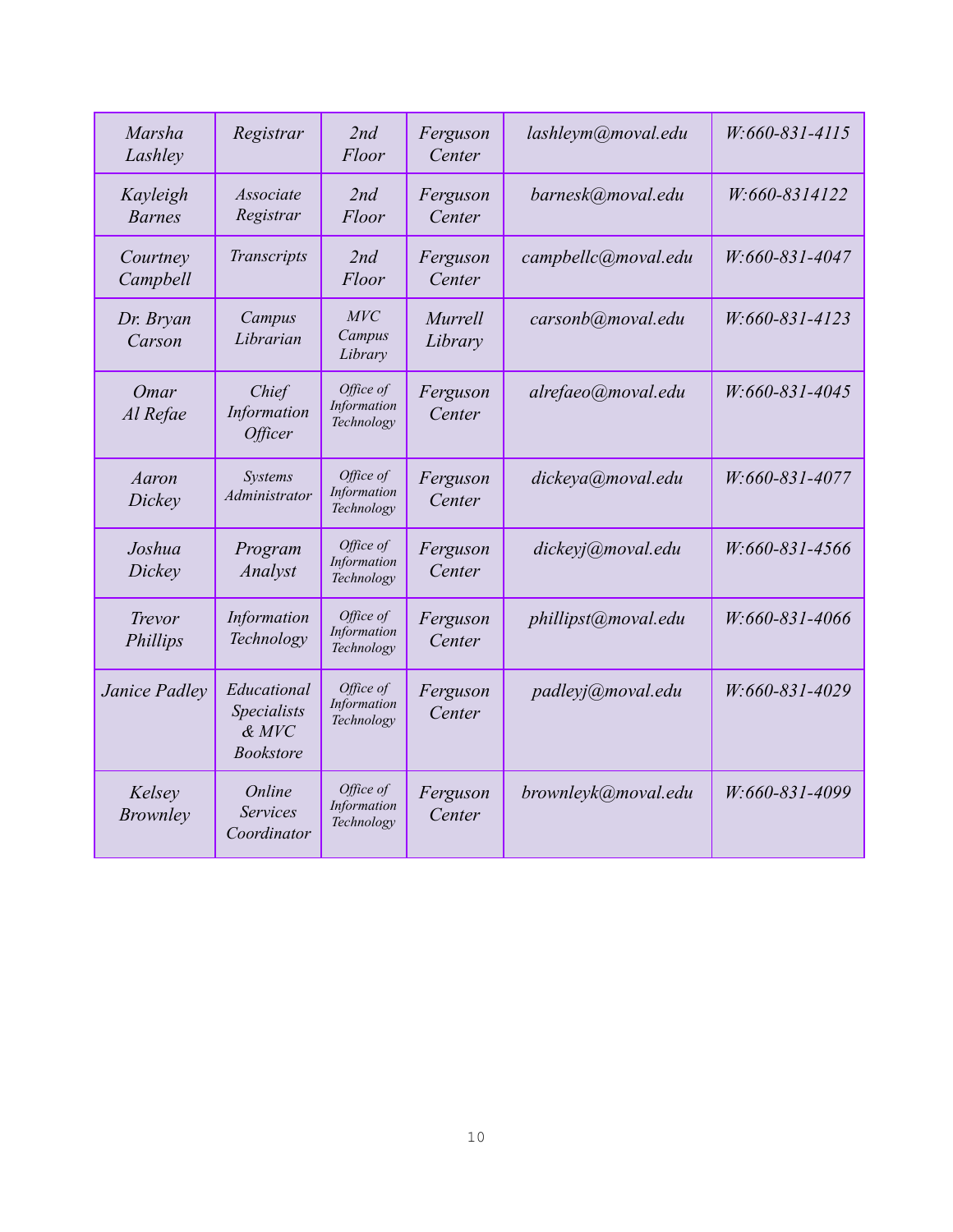| Marsha Lashley | Registrar | 2nd Floor | Ferguson Center | lashleym@moval.edu | W:660-831-4115 |
|---|---|---|---|---|---|
| Kayleigh Barnes | Associate Registrar | 2nd Floor | Ferguson Center | barnesk@moval.edu | W:660-8314122 |
| Courtney Campbell | Transcripts | 2nd Floor | Ferguson Center | campbellc@moval.edu | W:660-831-4047 |
| Dr. Bryan Carson | Campus Librarian | MVC Campus Library | Murrell Library | carsonb@moval.edu | W:660-831-4123 |
| Omar Al Refae | Chief Information Officer | Office of Information Technology | Ferguson Center | alrefaeo@moval.edu | W:660-831-4045 |
| Aaron Dickey | Systems Administrator | Office of Information Technology | Ferguson Center | dickeya@moval.edu | W:660-831-4077 |
| Joshua Dickey | Program Analyst | Office of Information Technology | Ferguson Center | dickeyj@moval.edu | W:660-831-4566 |
| Trevor Phillips | Information Technology | Office of Information Technology | Ferguson Center | phillipst@moval.edu | W:660-831-4066 |
| Janice Padley | Educational Specialists & MVC Bookstore | Office of Information Technology | Ferguson Center | padleyj@moval.edu | W:660-831-4029 |
| Kelsey Brownley | Online Services Coordinator | Office of Information Technology | Ferguson Center | brownleyk@moval.edu | W:660-831-4099 |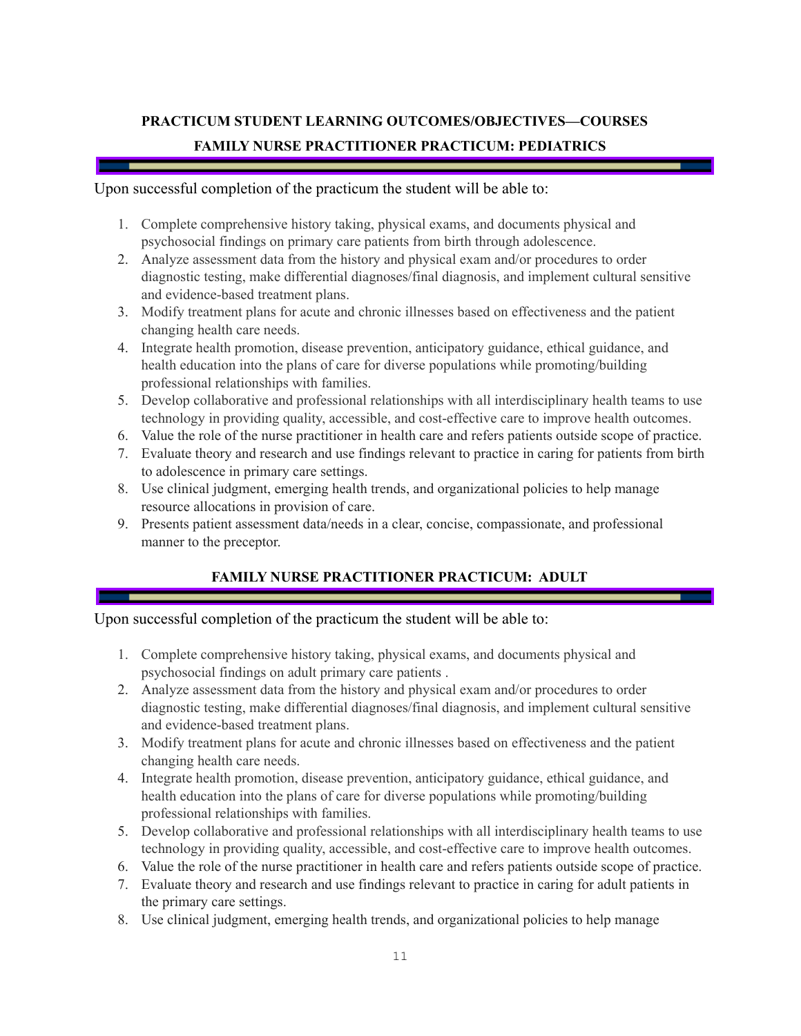## PRACTICUM STUDENT LEARNING OUTCOMES/OBJECTIVES—COURSES

### FAMILY NURSE PRACTITIONER PRACTICUM: PEDIATRICS

Upon successful completion of the practicum the student will be able to:

1. Complete comprehensive history taking, physical exams, and documents physical and psychosocial findings on primary care patients from birth through adolescence.
2. Analyze assessment data from the history and physical exam and/or procedures to order diagnostic testing, make differential diagnoses/final diagnosis, and implement cultural sensitive and evidence-based treatment plans.
3. Modify treatment plans for acute and chronic illnesses based on effectiveness and the patient changing health care needs.
4. Integrate health promotion, disease prevention, anticipatory guidance, ethical guidance, and health education into the plans of care for diverse populations while promoting/building professional relationships with families.
5. Develop collaborative and professional relationships with all interdisciplinary health teams to use technology in providing quality, accessible, and cost-effective care to improve health outcomes.
6. Value the role of the nurse practitioner in health care and refers patients outside scope of practice.
7. Evaluate theory and research and use findings relevant to practice in caring for patients from birth to adolescence in primary care settings.
8. Use clinical judgment, emerging health trends, and organizational policies to help manage resource allocations in provision of care.
9. Presents patient assessment data/needs in a clear, concise, compassionate, and professional manner to the preceptor.

### FAMILY NURSE PRACTITIONER PRACTICUM: ADULT

Upon successful completion of the practicum the student will be able to:

1. Complete comprehensive history taking, physical exams, and documents physical and psychosocial findings on adult primary care patients .
2. Analyze assessment data from the history and physical exam and/or procedures to order diagnostic testing, make differential diagnoses/final diagnosis, and implement cultural sensitive and evidence-based treatment plans.
3. Modify treatment plans for acute and chronic illnesses based on effectiveness and the patient changing health care needs.
4. Integrate health promotion, disease prevention, anticipatory guidance, ethical guidance, and health education into the plans of care for diverse populations while promoting/building professional relationships with families.
5. Develop collaborative and professional relationships with all interdisciplinary health teams to use technology in providing quality, accessible, and cost-effective care to improve health outcomes.
6. Value the role of the nurse practitioner in health care and refers patients outside scope of practice.
7. Evaluate theory and research and use findings relevant to practice in caring for adult patients in the primary care settings.
8. Use clinical judgment, emerging health trends, and organizational policies to help manage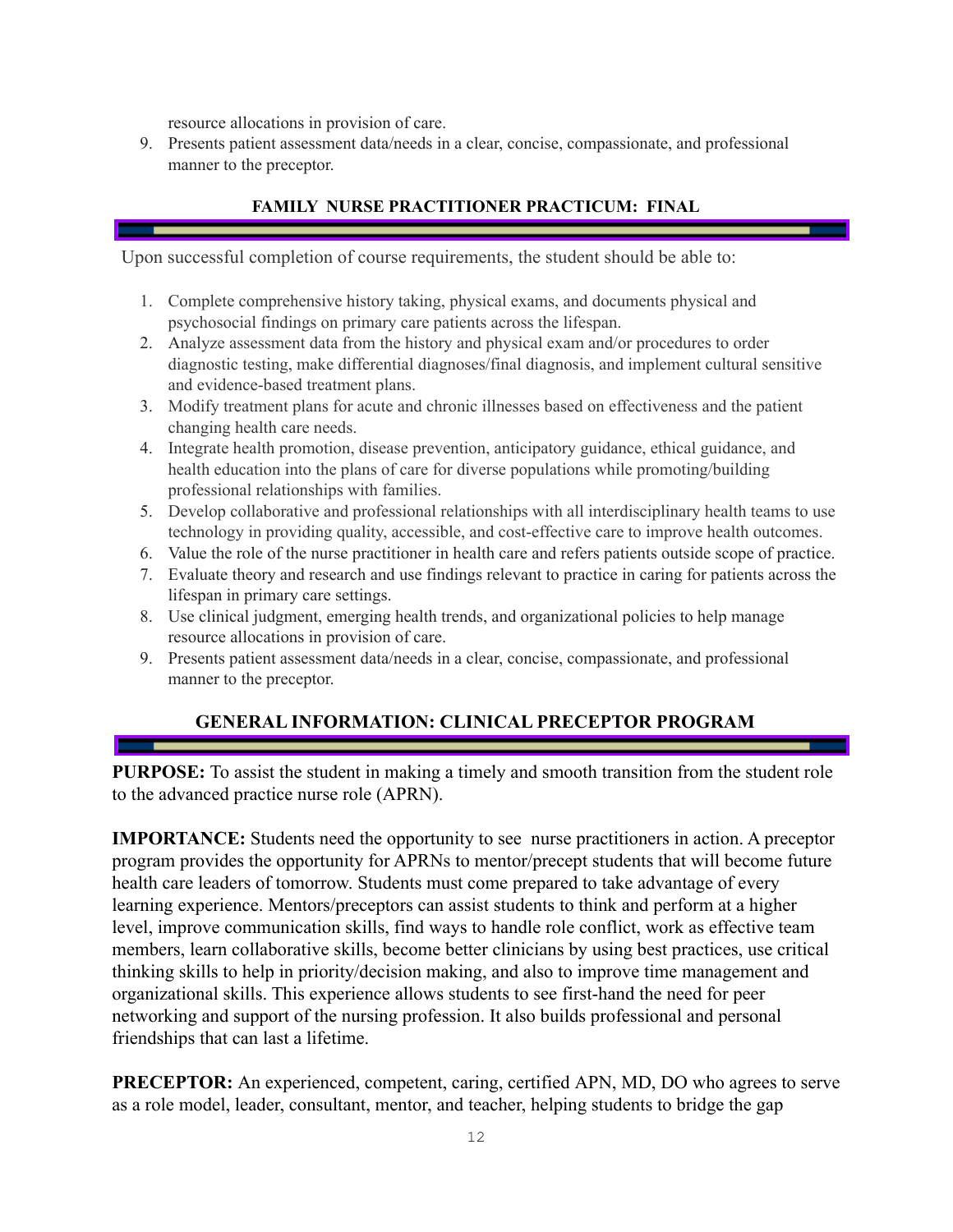resource allocations in provision of care.

9. Presents patient assessment data/needs in a clear, concise, compassionate, and professional manner to the preceptor.

## FAMILY NURSE PRACTITIONER PRACTICUM: FINAL

Upon successful completion of course requirements, the student should be able to:

1. Complete comprehensive history taking, physical exams, and documents physical and psychosocial findings on primary care patients across the lifespan.
2. Analyze assessment data from the history and physical exam and/or procedures to order diagnostic testing, make differential diagnoses/final diagnosis, and implement cultural sensitive and evidence-based treatment plans.
3. Modify treatment plans for acute and chronic illnesses based on effectiveness and the patient changing health care needs.
4. Integrate health promotion, disease prevention, anticipatory guidance, ethical guidance, and health education into the plans of care for diverse populations while promoting/building professional relationships with families.
5. Develop collaborative and professional relationships with all interdisciplinary health teams to use technology in providing quality, accessible, and cost-effective care to improve health outcomes.
6. Value the role of the nurse practitioner in health care and refers patients outside scope of practice.
7. Evaluate theory and research and use findings relevant to practice in caring for patients across the lifespan in primary care settings.
8. Use clinical judgment, emerging health trends, and organizational policies to help manage resource allocations in provision of care.
9. Presents patient assessment data/needs in a clear, concise, compassionate, and professional manner to the preceptor.

## GENERAL INFORMATION: CLINICAL PRECEPTOR PROGRAM

**PURPOSE:** To assist the student in making a timely and smooth transition from the student role to the advanced practice nurse role (APRN).

**IMPORTANCE:** Students need the opportunity to see nurse practitioners in action. A preceptor program provides the opportunity for APRNs to mentor/precept students that will become future health care leaders of tomorrow. Students must come prepared to take advantage of every learning experience. Mentors/preceptors can assist students to think and perform at a higher level, improve communication skills, find ways to handle role conflict, work as effective team members, learn collaborative skills, become better clinicians by using best practices, use critical thinking skills to help in priority/decision making, and also to improve time management and organizational skills. This experience allows students to see first-hand the need for peer networking and support of the nursing profession. It also builds professional and personal friendships that can last a lifetime.

**PRECEPTOR:** An experienced, competent, caring, certified APN, MD, DO who agrees to serve as a role model, leader, consultant, mentor, and teacher, helping students to bridge the gap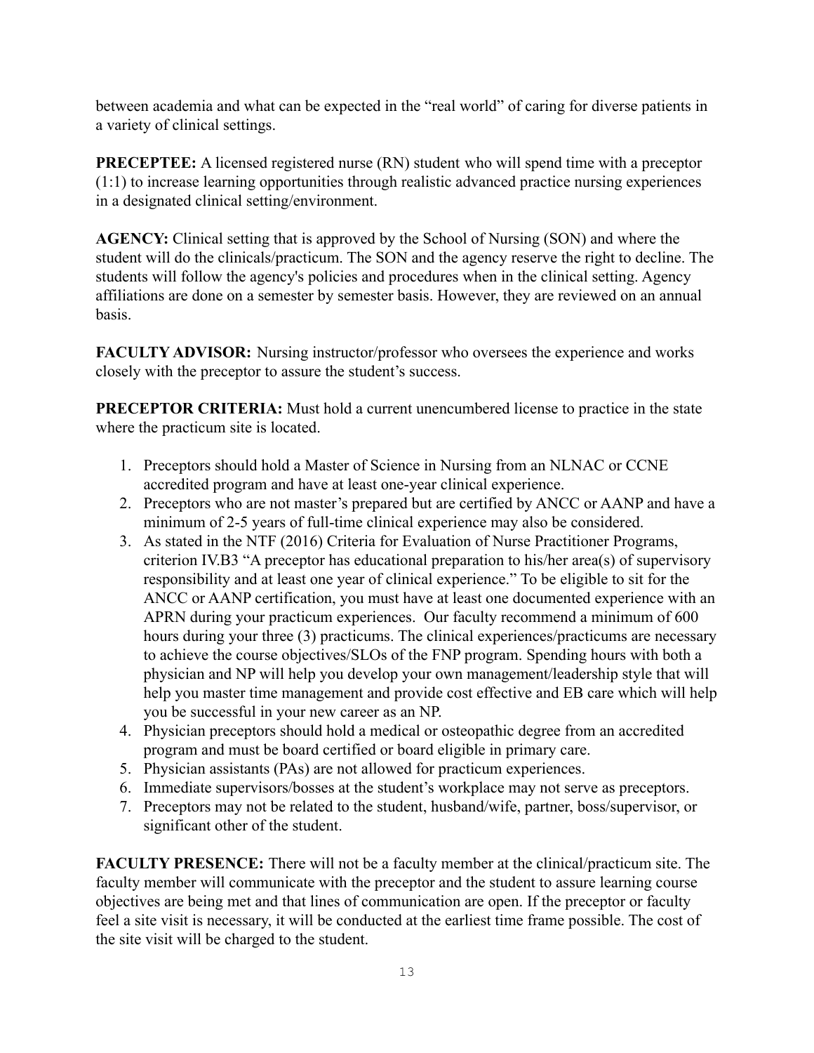between academia and what can be expected in the "real world" of caring for diverse patients in a variety of clinical settings.

**PRECEPTEE:** A licensed registered nurse (RN) student who will spend time with a preceptor (1:1) to increase learning opportunities through realistic advanced practice nursing experiences in a designated clinical setting/environment.

**AGENCY:** Clinical setting that is approved by the School of Nursing (SON) and where the student will do the clinicals/practicum. The SON and the agency reserve the right to decline. The students will follow the agency's policies and procedures when in the clinical setting. Agency affiliations are done on a semester by semester basis. However, they are reviewed on an annual basis.

**FACULTY ADVISOR:** Nursing instructor/professor who oversees the experience and works closely with the preceptor to assure the student's success.

**PRECEPTOR CRITERIA:** Must hold a current unencumbered license to practice in the state where the practicum site is located.

1. Preceptors should hold a Master of Science in Nursing from an NLNAC or CCNE accredited program and have at least one-year clinical experience.
2. Preceptors who are not master's prepared but are certified by ANCC or AANP and have a minimum of 2-5 years of full-time clinical experience may also be considered.
3. As stated in the NTF (2016) Criteria for Evaluation of Nurse Practitioner Programs, criterion IV.B3 "A preceptor has educational preparation to his/her area(s) of supervisory responsibility and at least one year of clinical experience." To be eligible to sit for the ANCC or AANP certification, you must have at least one documented experience with an APRN during your practicum experiences. Our faculty recommend a minimum of 600 hours during your three (3) practicums. The clinical experiences/practicums are necessary to achieve the course objectives/SLOs of the FNP program. Spending hours with both a physician and NP will help you develop your own management/leadership style that will help you master time management and provide cost effective and EB care which will help you be successful in your new career as an NP.
4. Physician preceptors should hold a medical or osteopathic degree from an accredited program and must be board certified or board eligible in primary care.
5. Physician assistants (PAs) are not allowed for practicum experiences.
6. Immediate supervisors/bosses at the student's workplace may not serve as preceptors.
7. Preceptors may not be related to the student, husband/wife, partner, boss/supervisor, or significant other of the student.

**FACULTY PRESENCE:** There will not be a faculty member at the clinical/practicum site. The faculty member will communicate with the preceptor and the student to assure learning course objectives are being met and that lines of communication are open. If the preceptor or faculty feel a site visit is necessary, it will be conducted at the earliest time frame possible. The cost of the site visit will be charged to the student.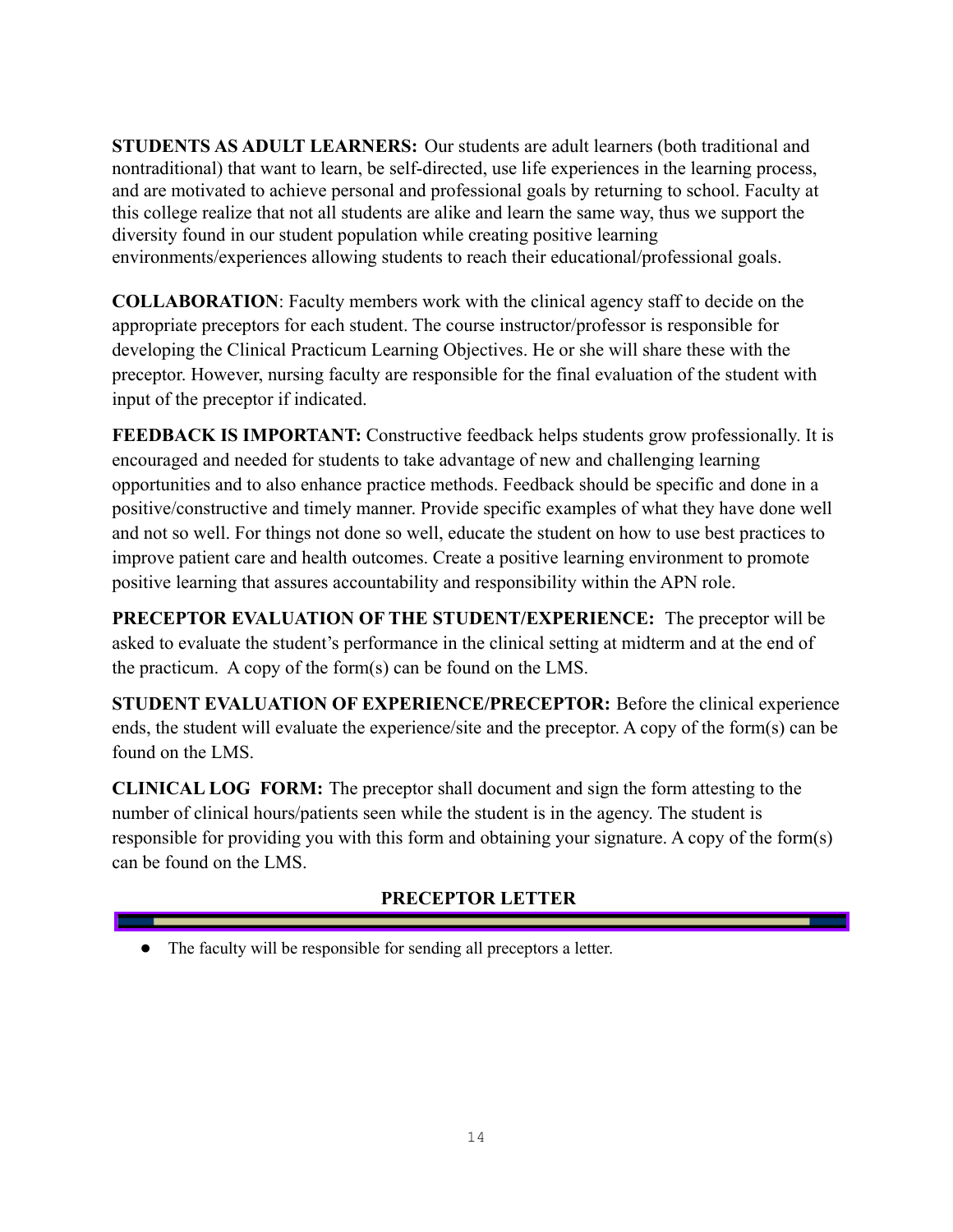**STUDENTS AS ADULT LEARNERS:** Our students are adult learners (both traditional and nontraditional) that want to learn, be self-directed, use life experiences in the learning process, and are motivated to achieve personal and professional goals by returning to school. Faculty at this college realize that not all students are alike and learn the same way, thus we support the diversity found in our student population while creating positive learning environments/experiences allowing students to reach their educational/professional goals.

**COLLABORATION**: Faculty members work with the clinical agency staff to decide on the appropriate preceptors for each student. The course instructor/professor is responsible for developing the Clinical Practicum Learning Objectives. He or she will share these with the preceptor. However, nursing faculty are responsible for the final evaluation of the student with input of the preceptor if indicated.

**FEEDBACK IS IMPORTANT:** Constructive feedback helps students grow professionally. It is encouraged and needed for students to take advantage of new and challenging learning opportunities and to also enhance practice methods. Feedback should be specific and done in a positive/constructive and timely manner. Provide specific examples of what they have done well and not so well. For things not done so well, educate the student on how to use best practices to improve patient care and health outcomes. Create a positive learning environment to promote positive learning that assures accountability and responsibility within the APN role.

**PRECEPTOR EVALUATION OF THE STUDENT/EXPERIENCE:** The preceptor will be asked to evaluate the student's performance in the clinical setting at midterm and at the end of the practicum. A copy of the form(s) can be found on the LMS.

**STUDENT EVALUATION OF EXPERIENCE/PRECEPTOR:** Before the clinical experience ends, the student will evaluate the experience/site and the preceptor. A copy of the form(s) can be found on the LMS.

**CLINICAL LOG FORM:** The preceptor shall document and sign the form attesting to the number of clinical hours/patients seen while the student is in the agency. The student is responsible for providing you with this form and obtaining your signature. A copy of the form(s) can be found on the LMS.

## PRECEPTOR LETTER

- The faculty will be responsible for sending all preceptors a letter.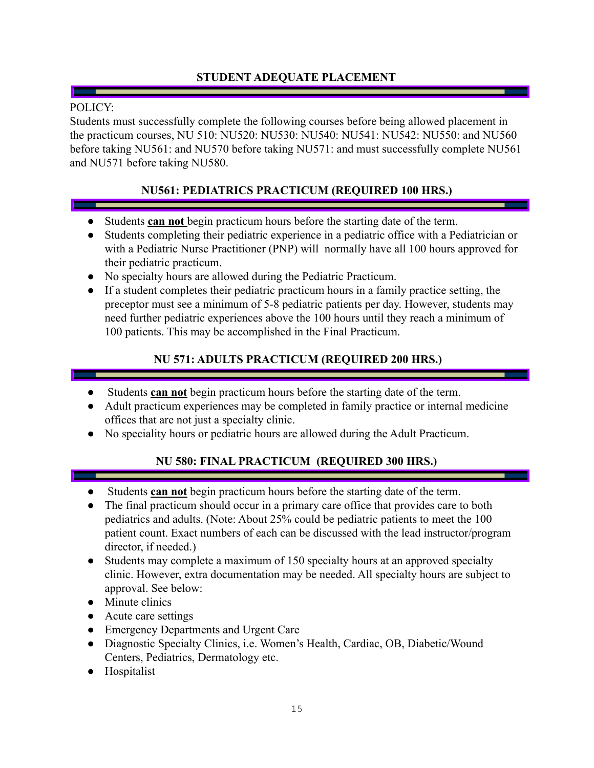## STUDENT ADEQUATE PLACEMENT

POLICY:
Students must successfully complete the following courses before being allowed placement in the practicum courses, NU 510: NU520: NU530: NU540: NU541: NU542: NU550: and NU560 before taking NU561: and NU570 before taking NU571: and must successfully complete NU561 and NU571 before taking NU580.

## NU561: PEDIATRICS PRACTICUM (REQUIRED 100 HRS.)

- Students **can not** begin practicum hours before the starting date of the term.
- Students completing their pediatric experience in a pediatric office with a Pediatrician or with a Pediatric Nurse Practitioner (PNP) will normally have all 100 hours approved for their pediatric practicum.
- No specialty hours are allowed during the Pediatric Practicum.
- If a student completes their pediatric practicum hours in a family practice setting, the preceptor must see a minimum of 5-8 pediatric patients per day. However, students may need further pediatric experiences above the 100 hours until they reach a minimum of 100 patients. This may be accomplished in the Final Practicum.

## NU 571: ADULTS PRACTICUM (REQUIRED 200 HRS.)

- Students **can not** begin practicum hours before the starting date of the term.
- Adult practicum experiences may be completed in family practice or internal medicine offices that are not just a specialty clinic.
- No speciality hours or pediatric hours are allowed during the Adult Practicum.

## NU 580: FINAL PRACTICUM (REQUIRED 300 HRS.)

- Students **can not** begin practicum hours before the starting date of the term.
- The final practicum should occur in a primary care office that provides care to both pediatrics and adults. (Note: About 25% could be pediatric patients to meet the 100 patient count. Exact numbers of each can be discussed with the lead instructor/program director, if needed.)
- Students may complete a maximum of 150 specialty hours at an approved specialty clinic. However, extra documentation may be needed. All specialty hours are subject to approval. See below:
- Minute clinics
- Acute care settings
- Emergency Departments and Urgent Care
- Diagnostic Specialty Clinics, i.e. Women's Health, Cardiac, OB, Diabetic/Wound Centers, Pediatrics, Dermatology etc.
- Hospitalist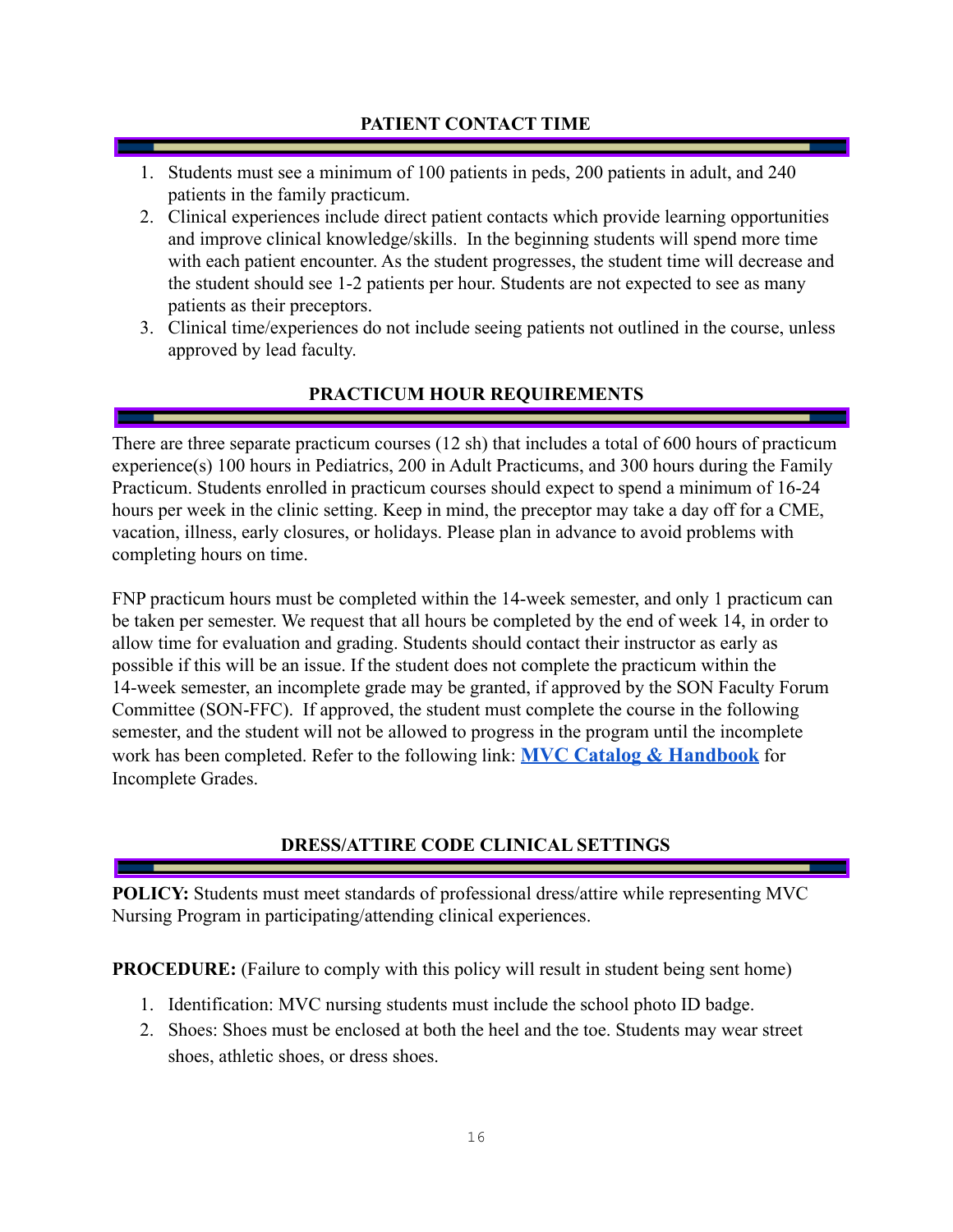## PATIENT CONTACT TIME

1. Students must see a minimum of 100 patients in peds, 200 patients in adult, and 240 patients in the family practicum.
2. Clinical experiences include direct patient contacts which provide learning opportunities and improve clinical knowledge/skills. In the beginning students will spend more time with each patient encounter. As the student progresses, the student time will decrease and the student should see 1-2 patients per hour. Students are not expected to see as many patients as their preceptors.
3. Clinical time/experiences do not include seeing patients not outlined in the course, unless approved by lead faculty.

## PRACTICUM HOUR REQUIREMENTS

There are three separate practicum courses (12 sh) that includes a total of 600 hours of practicum experience(s) 100 hours in Pediatrics, 200 in Adult Practicums, and 300 hours during the Family Practicum. Students enrolled in practicum courses should expect to spend a minimum of 16-24 hours per week in the clinic setting. Keep in mind, the preceptor may take a day off for a CME, vacation, illness, early closures, or holidays. Please plan in advance to avoid problems with completing hours on time.

FNP practicum hours must be completed within the 14-week semester, and only 1 practicum can be taken per semester. We request that all hours be completed by the end of week 14, in order to allow time for evaluation and grading. Students should contact their instructor as early as possible if this will be an issue. If the student does not complete the practicum within the 14-week semester, an incomplete grade may be granted, if approved by the SON Faculty Forum Committee (SON-FFC). If approved, the student must complete the course in the following semester, and the student will not be allowed to progress in the program until the incomplete work has been completed. Refer to the following link: **MVC Catalog & Handbook** for Incomplete Grades.

## DRESS/ATTIRE CODE CLINICAL SETTINGS

**POLICY:** Students must meet standards of professional dress/attire while representing MVC Nursing Program in participating/attending clinical experiences.

**PROCEDURE:** (Failure to comply with this policy will result in student being sent home)

1. Identification: MVC nursing students must include the school photo ID badge.
2. Shoes: Shoes must be enclosed at both the heel and the toe. Students may wear street shoes, athletic shoes, or dress shoes.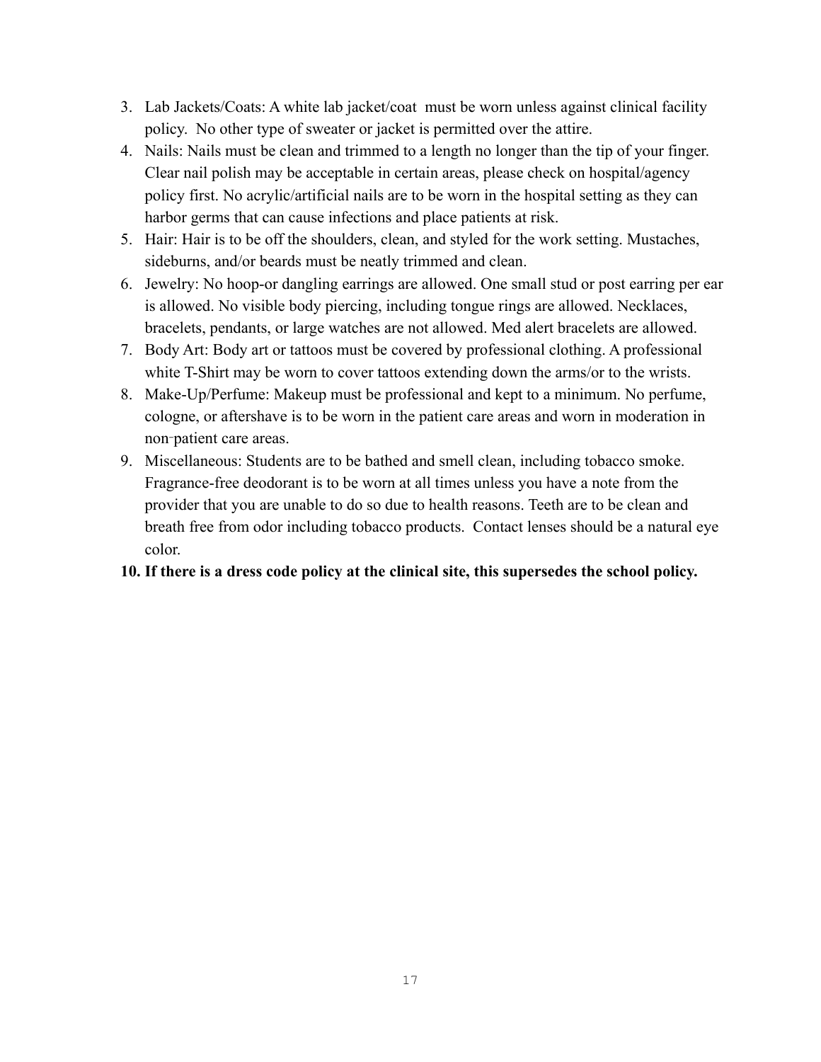3. Lab Jackets/Coats: A white lab jacket/coat must be worn unless against clinical facility policy. No other type of sweater or jacket is permitted over the attire.
4. Nails: Nails must be clean and trimmed to a length no longer than the tip of your finger. Clear nail polish may be acceptable in certain areas, please check on hospital/agency policy first. No acrylic/artificial nails are to be worn in the hospital setting as they can harbor germs that can cause infections and place patients at risk.
5. Hair: Hair is to be off the shoulders, clean, and styled for the work setting. Mustaches, sideburns, and/or beards must be neatly trimmed and clean.
6. Jewelry: No hoop-or dangling earrings are allowed. One small stud or post earring per ear is allowed. No visible body piercing, including tongue rings are allowed. Necklaces, bracelets, pendants, or large watches are not allowed. Med alert bracelets are allowed.
7. Body Art: Body art or tattoos must be covered by professional clothing. A professional white T-Shirt may be worn to cover tattoos extending down the arms/or to the wrists.
8. Make-Up/Perfume: Makeup must be professional and kept to a minimum. No perfume, cologne, or aftershave is to be worn in the patient care areas and worn in moderation in non-patient care areas.
9. Miscellaneous: Students are to be bathed and smell clean, including tobacco smoke. Fragrance-free deodorant is to be worn at all times unless you have a note from the provider that you are unable to do so due to health reasons. Teeth are to be clean and breath free from odor including tobacco products. Contact lenses should be a natural eye color.
10. **If there is a dress code policy at the clinical site, this supersedes the school policy.**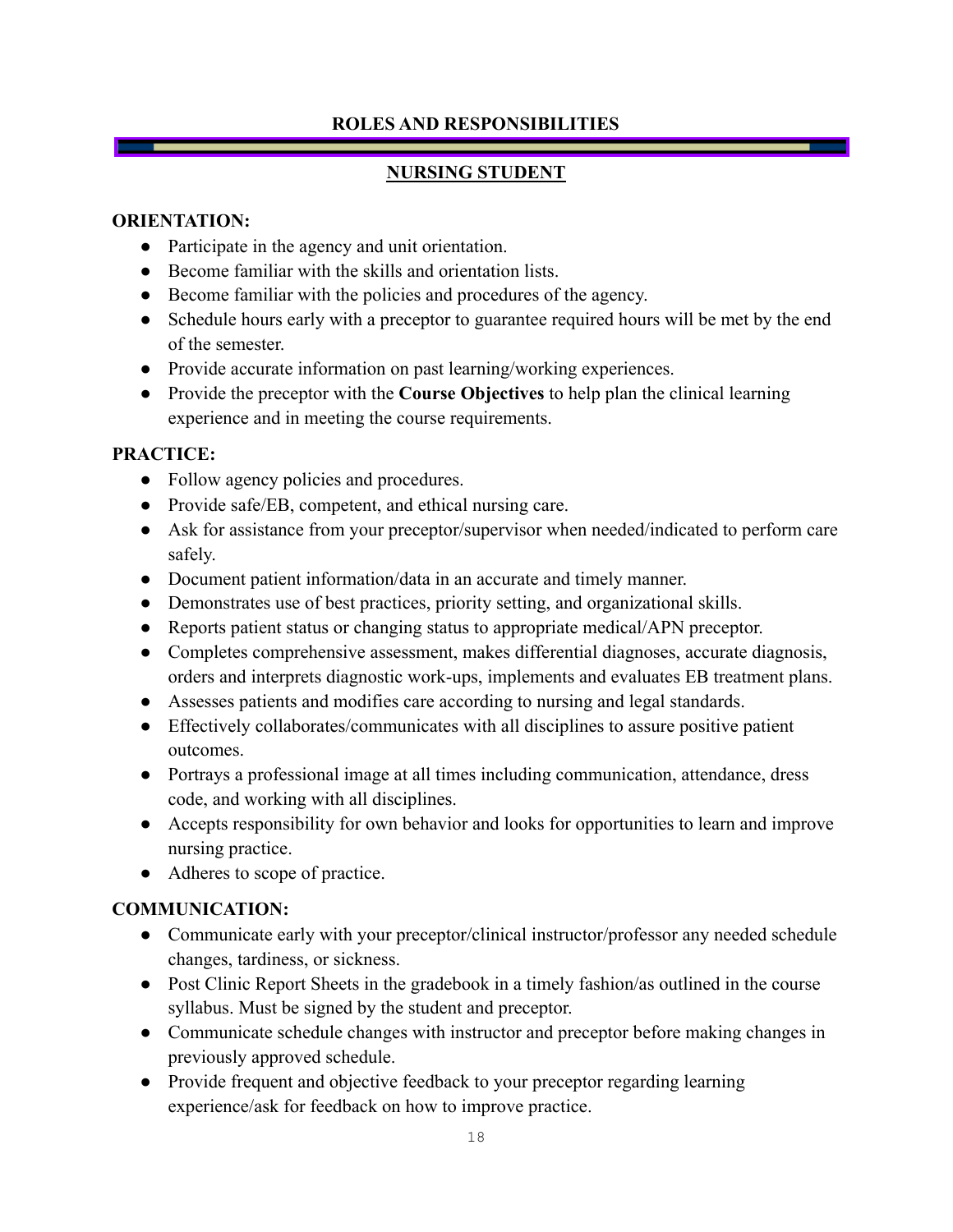## ROLES AND RESPONSIBILITIES

## NURSING STUDENT

**ORIENTATION:**

- Participate in the agency and unit orientation.
- Become familiar with the skills and orientation lists.
- Become familiar with the policies and procedures of the agency.
- Schedule hours early with a preceptor to guarantee required hours will be met by the end of the semester.
- Provide accurate information on past learning/working experiences.
- Provide the preceptor with the **Course Objectives** to help plan the clinical learning experience and in meeting the course requirements.

**PRACTICE:**

- Follow agency policies and procedures.
- Provide safe/EB, competent, and ethical nursing care.
- Ask for assistance from your preceptor/supervisor when needed/indicated to perform care safely.
- Document patient information/data in an accurate and timely manner.
- Demonstrates use of best practices, priority setting, and organizational skills.
- Reports patient status or changing status to appropriate medical/APN preceptor.
- Completes comprehensive assessment, makes differential diagnoses, accurate diagnosis, orders and interprets diagnostic work-ups, implements and evaluates EB treatment plans.
- Assesses patients and modifies care according to nursing and legal standards.
- Effectively collaborates/communicates with all disciplines to assure positive patient outcomes.
- Portrays a professional image at all times including communication, attendance, dress code, and working with all disciplines.
- Accepts responsibility for own behavior and looks for opportunities to learn and improve nursing practice.
- Adheres to scope of practice.

**COMMUNICATION:**

- Communicate early with your preceptor/clinical instructor/professor any needed schedule changes, tardiness, or sickness.
- Post Clinic Report Sheets in the gradebook in a timely fashion/as outlined in the course syllabus. Must be signed by the student and preceptor.
- Communicate schedule changes with instructor and preceptor before making changes in previously approved schedule.
- Provide frequent and objective feedback to your preceptor regarding learning experience/ask for feedback on how to improve practice.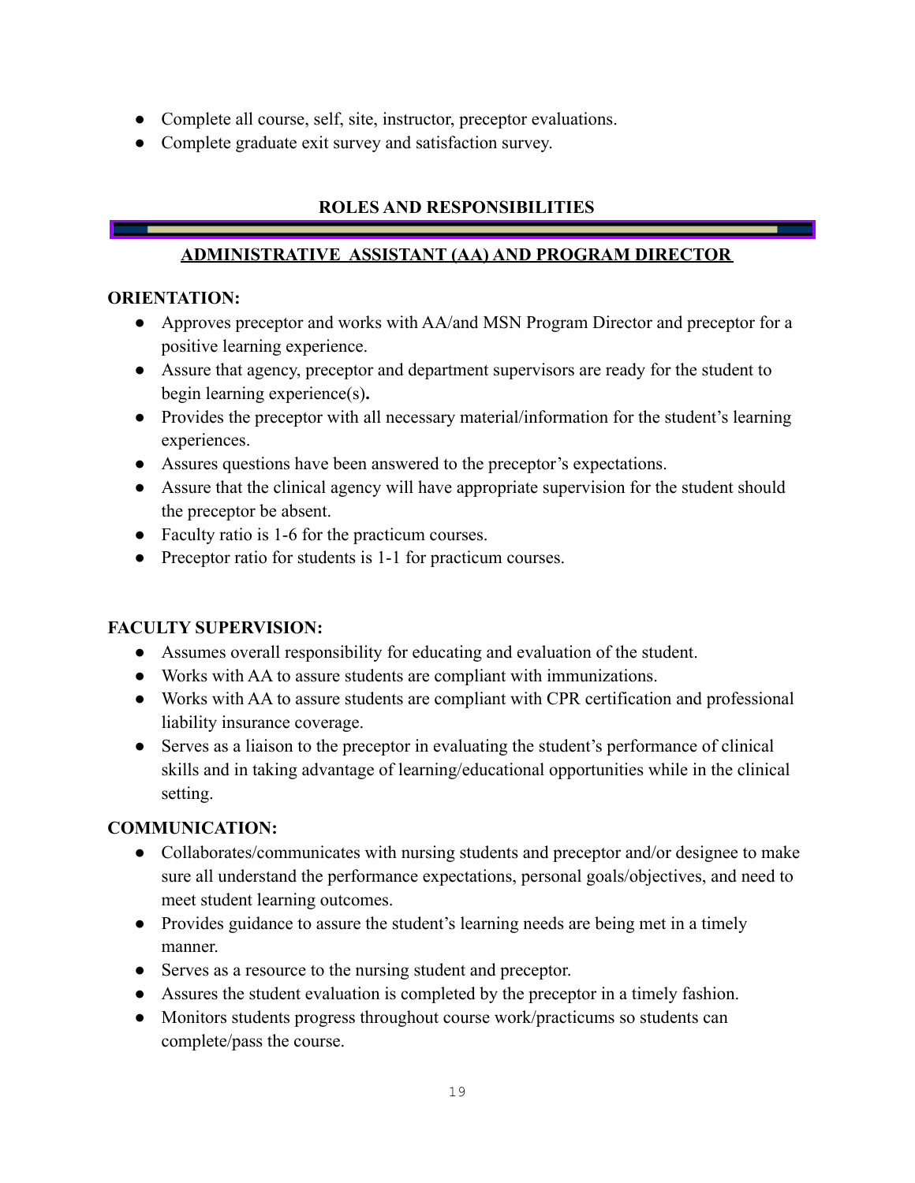- Complete all course, self, site, instructor, preceptor evaluations.
- Complete graduate exit survey and satisfaction survey.

## ROLES AND RESPONSIBILITIES

### ADMINISTRATIVE ASSISTANT (AA) AND PROGRAM DIRECTOR

**ORIENTATION:**

- Approves preceptor and works with AA/and MSN Program Director and preceptor for a positive learning experience.
- Assure that agency, preceptor and department supervisors are ready for the student to begin learning experience(s)**.**
- Provides the preceptor with all necessary material/information for the student's learning experiences.
- Assures questions have been answered to the preceptor's expectations.
- Assure that the clinical agency will have appropriate supervision for the student should the preceptor be absent.
- Faculty ratio is 1-6 for the practicum courses.
- Preceptor ratio for students is 1-1 for practicum courses.

**FACULTY SUPERVISION:**

- Assumes overall responsibility for educating and evaluation of the student.
- Works with AA to assure students are compliant with immunizations.
- Works with AA to assure students are compliant with CPR certification and professional liability insurance coverage.
- Serves as a liaison to the preceptor in evaluating the student's performance of clinical skills and in taking advantage of learning/educational opportunities while in the clinical setting.

**COMMUNICATION:**

- Collaborates/communicates with nursing students and preceptor and/or designee to make sure all understand the performance expectations, personal goals/objectives, and need to meet student learning outcomes.
- Provides guidance to assure the student's learning needs are being met in a timely manner.
- Serves as a resource to the nursing student and preceptor.
- Assures the student evaluation is completed by the preceptor in a timely fashion.
- Monitors students progress throughout course work/practicums so students can complete/pass the course.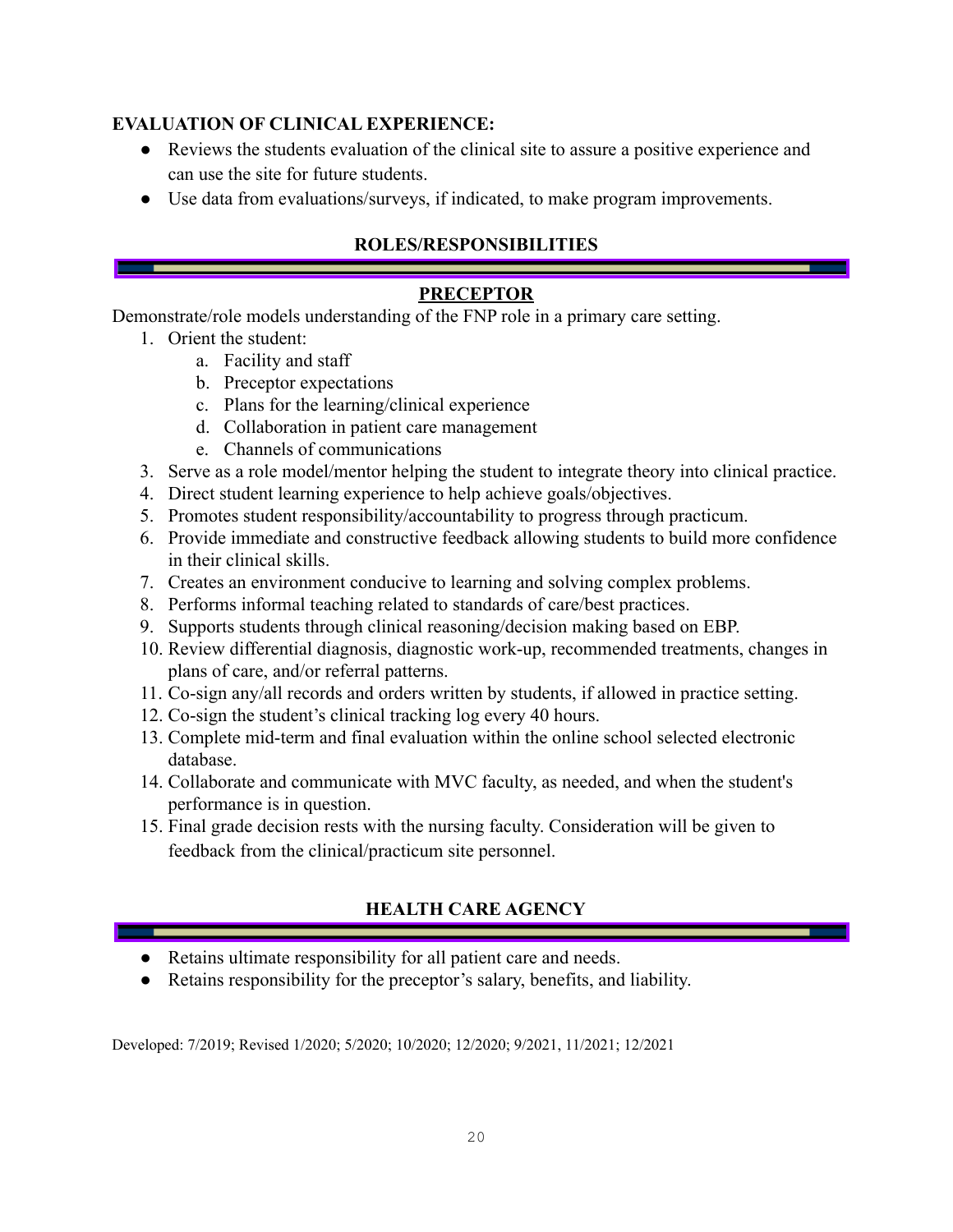**EVALUATION OF CLINICAL EXPERIENCE:**

- Reviews the students evaluation of the clinical site to assure a positive experience and can use the site for future students.
- Use data from evaluations/surveys, if indicated, to make program improvements.

## ROLES/RESPONSIBILITIES

### PRECEPTOR

Demonstrate/role models understanding of the FNP role in a primary care setting.

1. Orient the student:
    a. Facility and staff
    b. Preceptor expectations
    c. Plans for the learning/clinical experience
    d. Collaboration in patient care management
    e. Channels of communications
3. Serve as a role model/mentor helping the student to integrate theory into clinical practice.
4. Direct student learning experience to help achieve goals/objectives.
5. Promotes student responsibility/accountability to progress through practicum.
6. Provide immediate and constructive feedback allowing students to build more confidence in their clinical skills.
7. Creates an environment conducive to learning and solving complex problems.
8. Performs informal teaching related to standards of care/best practices.
9. Supports students through clinical reasoning/decision making based on EBP.
10. Review differential diagnosis, diagnostic work-up, recommended treatments, changes in plans of care, and/or referral patterns.
11. Co-sign any/all records and orders written by students, if allowed in practice setting.
12. Co-sign the student's clinical tracking log every 40 hours.
13. Complete mid-term and final evaluation within the online school selected electronic database.
14. Collaborate and communicate with MVC faculty, as needed, and when the student's performance is in question.
15. Final grade decision rests with the nursing faculty. Consideration will be given to feedback from the clinical/practicum site personnel.

## HEALTH CARE AGENCY

- Retains ultimate responsibility for all patient care and needs.
- Retains responsibility for the preceptor's salary, benefits, and liability.

Developed: 7/2019; Revised 1/2020; 5/2020; 10/2020; 12/2020; 9/2021, 11/2021; 12/2021